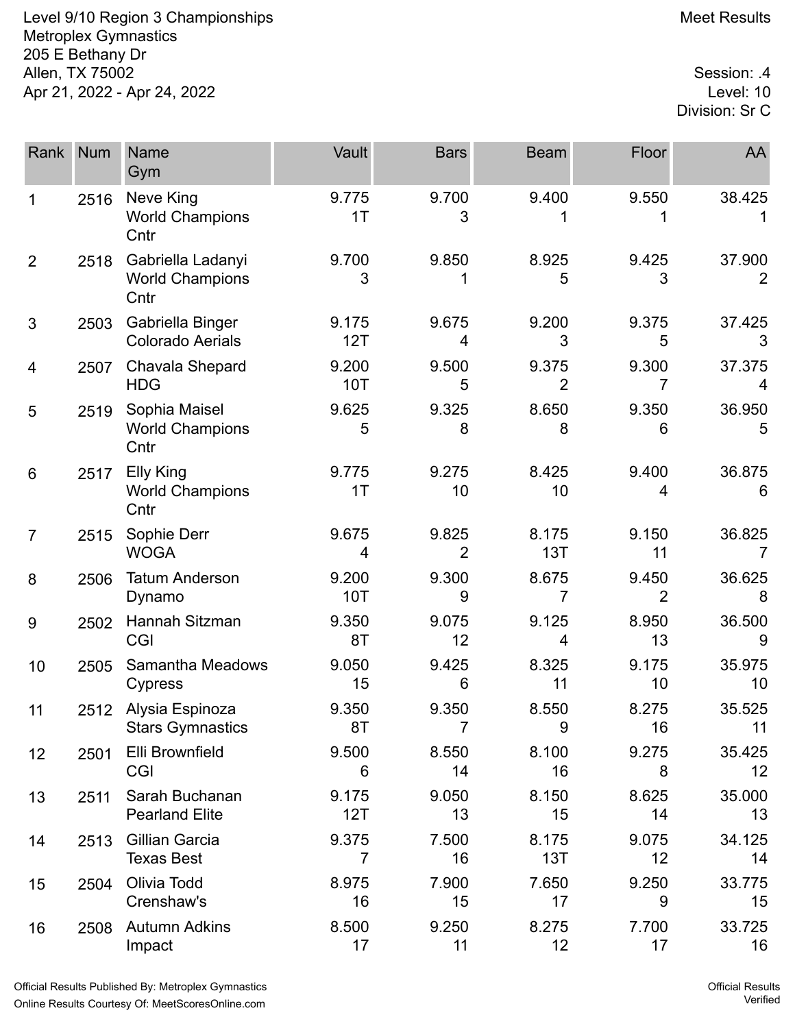Level 9/10 Region 3 Championships
Metroplex Gymnastics
205 E Bethany Dr
Allen, TX 75002
Apr 21, 2022 - Apr 24, 2022

Meet Results

Session: .4
Level: 10
Division: Sr C

| Rank | Num | Name<br>Gym | Vault | Bars | Beam | Floor | AA |
|---|---|---|---|---|---|---|---|
| 1 | 2516 | Neve King<br>World Champions Cntr | 9.775<br>1T | 9.700<br>3 | 9.400<br>1 | 9.550<br>1 | 38.425<br>1 |
| 2 | 2518 | Gabriella Ladanyi<br>World Champions Cntr | 9.700<br>3 | 9.850<br>1 | 8.925<br>5 | 9.425<br>3 | 37.900<br>2 |
| 3 | 2503 | Gabriella Binger<br>Colorado Aerials | 9.175<br>12T | 9.675<br>4 | 9.200<br>3 | 9.375<br>5 | 37.425<br>3 |
| 4 | 2507 | Chavala Shepard<br>HDG | 9.200<br>10T | 9.500<br>5 | 9.375<br>2 | 9.300<br>7 | 37.375<br>4 |
| 5 | 2519 | Sophia Maisel<br>World Champions Cntr | 9.625<br>5 | 9.325<br>8 | 8.650<br>8 | 9.350<br>6 | 36.950<br>5 |
| 6 | 2517 | Elly King<br>World Champions Cntr | 9.775<br>1T | 9.275<br>10 | 8.425<br>10 | 9.400<br>4 | 36.875<br>6 |
| 7 | 2515 | Sophie Derr<br>WOGA | 9.675<br>4 | 9.825<br>2 | 8.175<br>13T | 9.150<br>11 | 36.825<br>7 |
| 8 | 2506 | Tatum Anderson<br>Dynamo | 9.200<br>10T | 9.300<br>9 | 8.675<br>7 | 9.450<br>2 | 36.625<br>8 |
| 9 | 2502 | Hannah Sitzman<br>CGI | 9.350<br>8T | 9.075<br>12 | 9.125<br>4 | 8.950<br>13 | 36.500<br>9 |
| 10 | 2505 | Samantha Meadows<br>Cypress | 9.050<br>15 | 9.425<br>6 | 8.325<br>11 | 9.175<br>10 | 35.975<br>10 |
| 11 | 2512 | Alysia Espinoza<br>Stars Gymnastics | 9.350<br>8T | 9.350<br>7 | 8.550<br>9 | 8.275<br>16 | 35.525<br>11 |
| 12 | 2501 | Elli Brownfield<br>CGI | 9.500<br>6 | 8.550<br>14 | 8.100<br>16 | 9.275<br>8 | 35.425<br>12 |
| 13 | 2511 | Sarah Buchanan<br>Pearland Elite | 9.175<br>12T | 9.050<br>13 | 8.150<br>15 | 8.625<br>14 | 35.000<br>13 |
| 14 | 2513 | Gillian Garcia<br>Texas Best | 9.375<br>7 | 7.500<br>16 | 8.175<br>13T | 9.075<br>12 | 34.125<br>14 |
| 15 | 2504 | Olivia Todd<br>Crenshaw's | 8.975<br>16 | 7.900<br>15 | 7.650<br>17 | 9.250<br>9 | 33.775<br>15 |
| 16 | 2508 | Autumn Adkins<br>Impact | 8.500<br>17 | 9.250<br>11 | 8.275<br>12 | 7.700<br>17 | 33.725<br>16 |

Official Results Published By: Metroplex Gymnastics
Online Results Courtesy Of: MeetScoresOnline.com

Official Results Verified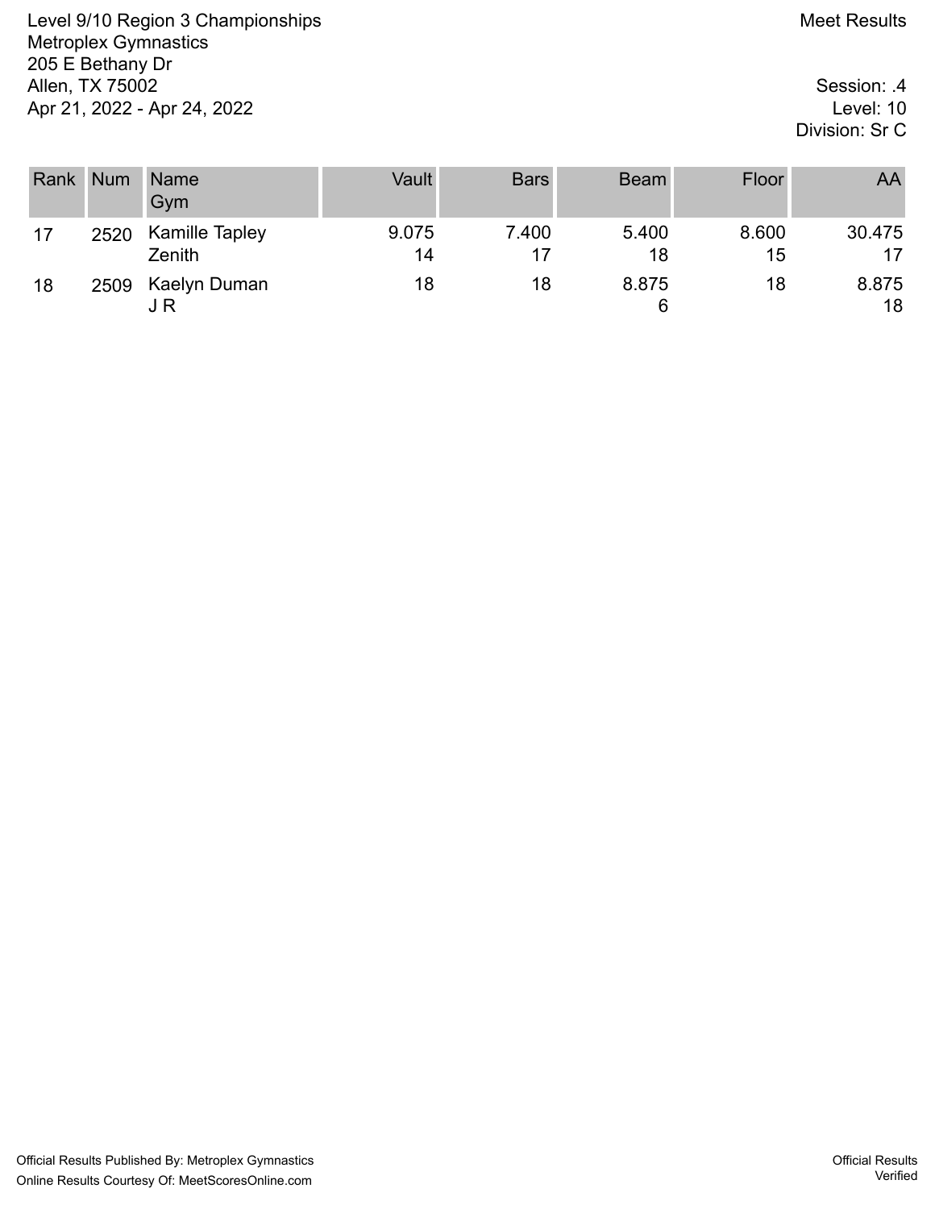Level 9/10 Region 3 Championships
Metroplex Gymnastics
205 E Bethany Dr
Allen, TX 75002
Apr 21, 2022 - Apr 24, 2022

Meet Results

Session: .4
Level: 10
Division: Sr C

| Rank | Num | Name<br>Gym | Vault | Bars | Beam | Floor | AA |
|---|---|---|---|---|---|---|---|
| 17 | 2520 | Kamille Tapley<br>Zenith | 9.075<br>14 | 7.400<br>17 | 5.400<br>18 | 8.600<br>15 | 30.475<br>17 |
| 18 | 2509 | Kaelyn Duman<br>J R | 18 | 18 | 8.875<br>6 | 18 | 8.875<br>18 |

Official Results Published By: Metroplex Gymnastics
Online Results Courtesy Of: MeetScoresOnline.com

Official Results Verified